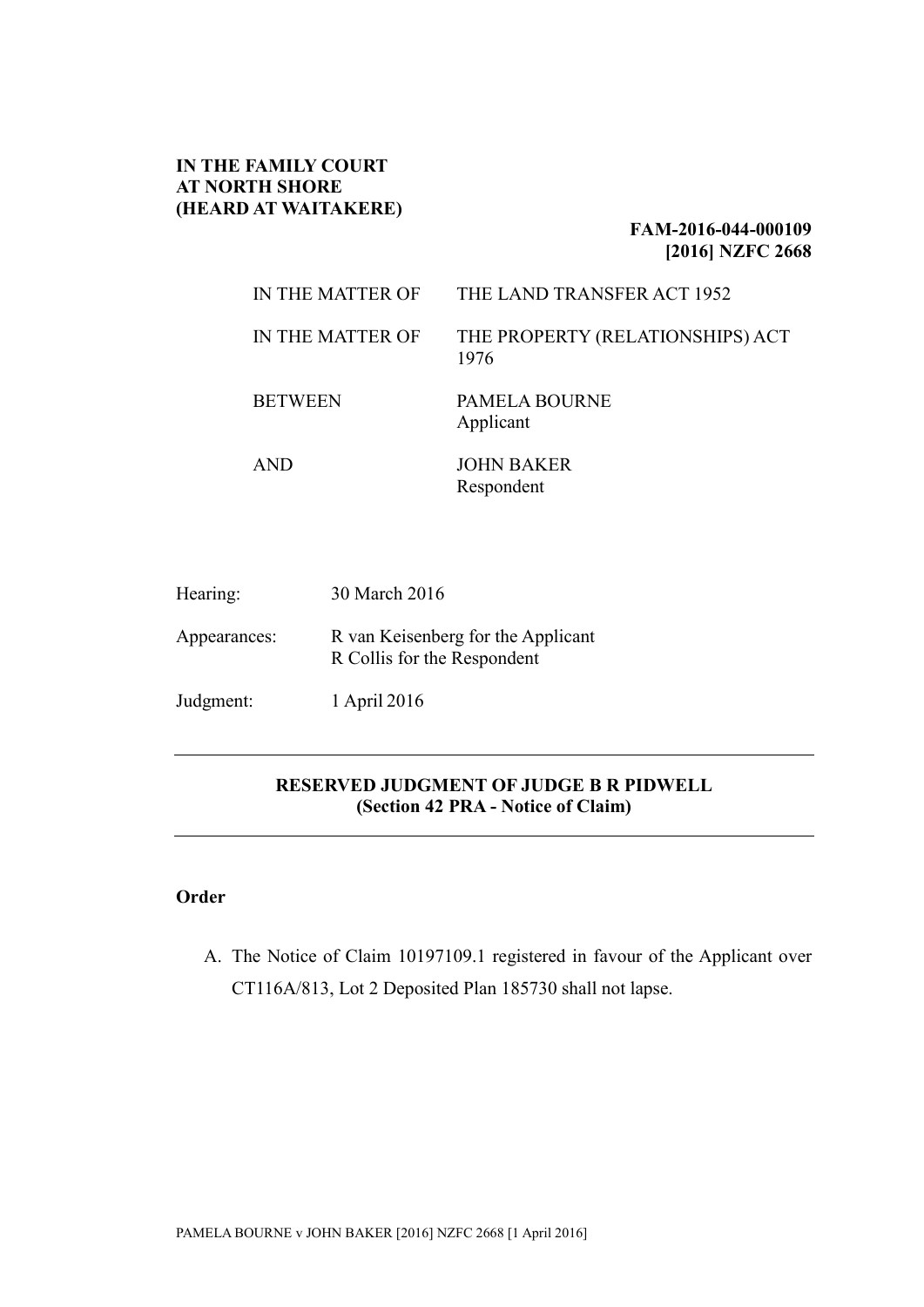**IN THE FAMILY COURT**
**AT NORTH SHORE**
**(HEARD AT WAITAKERE)**

**FAM-2016-044-000109**
**[2016] NZFC 2668**

| | |
|---|---|
| IN THE MATTER OF | THE LAND TRANSFER ACT 1952 |
| IN THE MATTER OF | THE PROPERTY (RELATIONSHIPS) ACT 1976 |
| BETWEEN | PAMELA BOURNE<br>Applicant |
| AND | JOHN BAKER<br>Respondent |

| | |
|---|---|
| Hearing: | 30 March 2016 |
| Appearances: | R van Keisenberg for the Applicant<br>R Collis for the Respondent |
| Judgment: | 1 April 2016 |

---

**RESERVED JUDGMENT OF JUDGE B R PIDWELL**
**(Section 42 PRA - Notice of Claim)**

---

**Order**

A. The Notice of Claim 10197109.1 registered in favour of the Applicant over CT116A/813, Lot 2 Deposited Plan 185730 shall not lapse.

PAMELA BOURNE v JOHN BAKER [2016] NZFC 2668 [1 April 2016]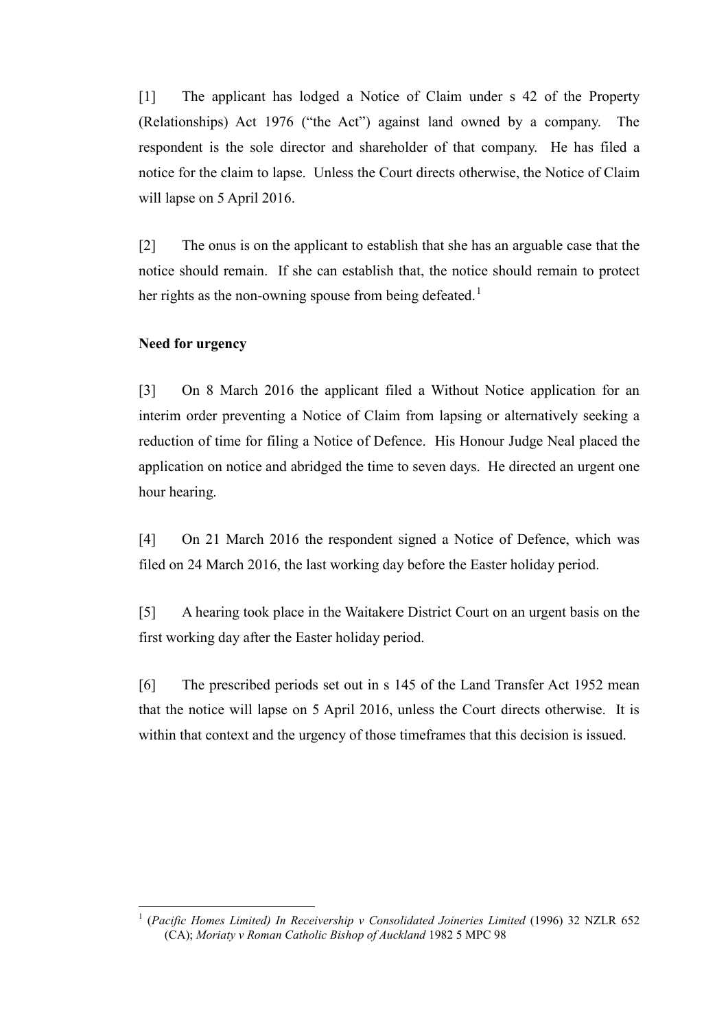[1] The applicant has lodged a Notice of Claim under s 42 of the Property (Relationships) Act 1976 ("the Act") against land owned by a company. The respondent is the sole director and shareholder of that company. He has filed a notice for the claim to lapse. Unless the Court directs otherwise, the Notice of Claim will lapse on 5 April 2016.

[2] The onus is on the applicant to establish that she has an arguable case that the notice should remain. If she can establish that, the notice should remain to protect her rights as the non-owning spouse from being defeated.[1]

**Need for urgency**

[3] On 8 March 2016 the applicant filed a Without Notice application for an interim order preventing a Notice of Claim from lapsing or alternatively seeking a reduction of time for filing a Notice of Defence. His Honour Judge Neal placed the application on notice and abridged the time to seven days. He directed an urgent one hour hearing.

[4] On 21 March 2016 the respondent signed a Notice of Defence, which was filed on 24 March 2016, the last working day before the Easter holiday period.

[5] A hearing took place in the Waitakere District Court on an urgent basis on the first working day after the Easter holiday period.

[6] The prescribed periods set out in s 145 of the Land Transfer Act 1952 mean that the notice will lapse on 5 April 2016, unless the Court directs otherwise. It is within that context and the urgency of those timeframes that this decision is issued.

---

[1] (*Pacific Homes Limited) In Receivership v Consolidated Joineries Limited* (1996) 32 NZLR 652 (CA); *Moriaty v Roman Catholic Bishop of Auckland* 1982 5 MPC 98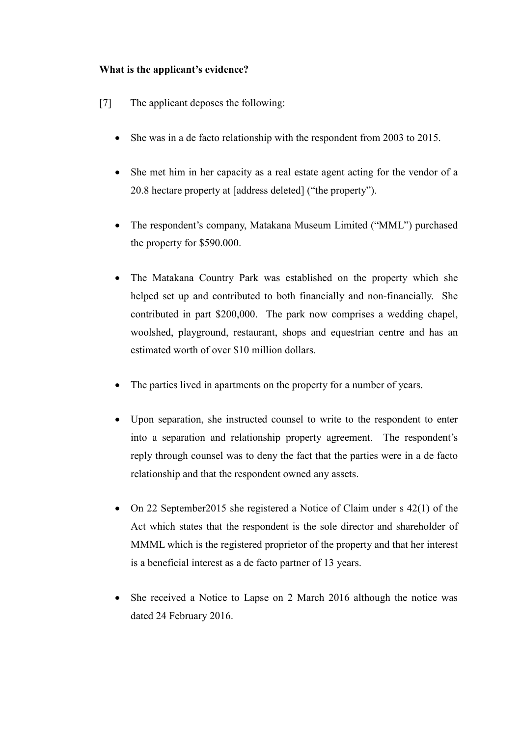**What is the applicant's evidence?**

[7] The applicant deposes the following:

- She was in a de facto relationship with the respondent from 2003 to 2015.
- She met him in her capacity as a real estate agent acting for the vendor of a 20.8 hectare property at [address deleted] ("the property").
- The respondent's company, Matakana Museum Limited ("MML") purchased the property for $590.000.
- The Matakana Country Park was established on the property which she helped set up and contributed to both financially and non-financially. She contributed in part $200,000. The park now comprises a wedding chapel, woolshed, playground, restaurant, shops and equestrian centre and has an estimated worth of over $10 million dollars.
- The parties lived in apartments on the property for a number of years.
- Upon separation, she instructed counsel to write to the respondent to enter into a separation and relationship property agreement. The respondent's reply through counsel was to deny the fact that the parties were in a de facto relationship and that the respondent owned any assets.
- On 22 September2015 she registered a Notice of Claim under s 42(1) of the Act which states that the respondent is the sole director and shareholder of MMML which is the registered proprietor of the property and that her interest is a beneficial interest as a de facto partner of 13 years.
- She received a Notice to Lapse on 2 March 2016 although the notice was dated 24 February 2016.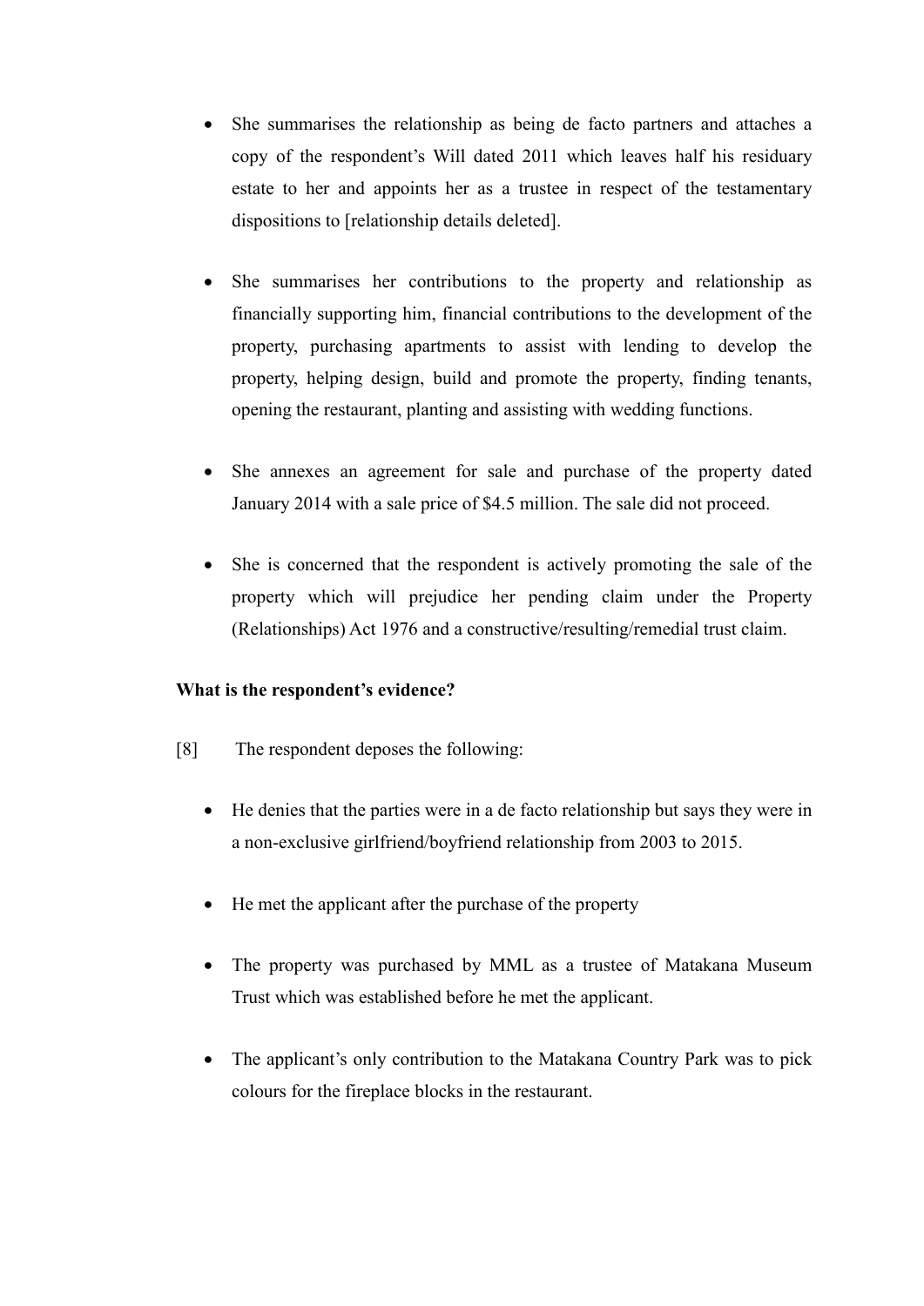- She summarises the relationship as being de facto partners and attaches a copy of the respondent's Will dated 2011 which leaves half his residuary estate to her and appoints her as a trustee in respect of the testamentary dispositions to [relationship details deleted].

- She summarises her contributions to the property and relationship as financially supporting him, financial contributions to the development of the property, purchasing apartments to assist with lending to develop the property, helping design, build and promote the property, finding tenants, opening the restaurant, planting and assisting with wedding functions.

- She annexes an agreement for sale and purchase of the property dated January 2014 with a sale price of $4.5 million. The sale did not proceed.

- She is concerned that the respondent is actively promoting the sale of the property which will prejudice her pending claim under the Property (Relationships) Act 1976 and a constructive/resulting/remedial trust claim.

**What is the respondent's evidence?**

[8] The respondent deposes the following:

- He denies that the parties were in a de facto relationship but says they were in a non-exclusive girlfriend/boyfriend relationship from 2003 to 2015.

- He met the applicant after the purchase of the property

- The property was purchased by MML as a trustee of Matakana Museum Trust which was established before he met the applicant.

- The applicant's only contribution to the Matakana Country Park was to pick colours for the fireplace blocks in the restaurant.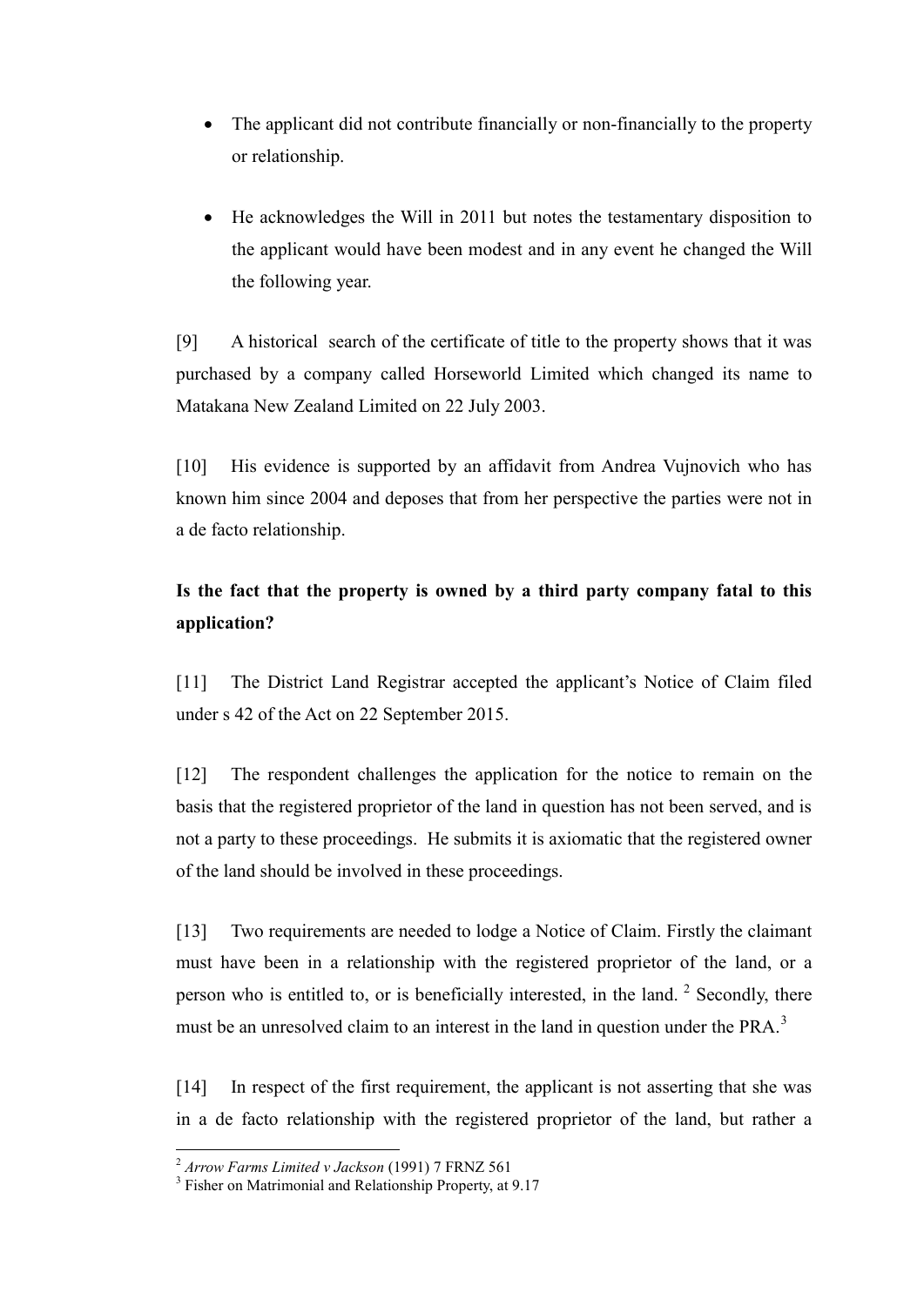- The applicant did not contribute financially or non-financially to the property or relationship.

- He acknowledges the Will in 2011 but notes the testamentary disposition to the applicant would have been modest and in any event he changed the Will the following year.

[9] A historical search of the certificate of title to the property shows that it was purchased by a company called Horseworld Limited which changed its name to Matakana New Zealand Limited on 22 July 2003.

[10] His evidence is supported by an affidavit from Andrea Vujnovich who has known him since 2004 and deposes that from her perspective the parties were not in a de facto relationship.

**Is the fact that the property is owned by a third party company fatal to this application?**

[11] The District Land Registrar accepted the applicant's Notice of Claim filed under s 42 of the Act on 22 September 2015.

[12] The respondent challenges the application for the notice to remain on the basis that the registered proprietor of the land in question has not been served, and is not a party to these proceedings. He submits it is axiomatic that the registered owner of the land should be involved in these proceedings.

[13] Two requirements are needed to lodge a Notice of Claim. Firstly the claimant must have been in a relationship with the registered proprietor of the land, or a person who is entitled to, or is beneficially interested, in the land. [2] Secondly, there must be an unresolved claim to an interest in the land in question under the PRA.[3]

[14] In respect of the first requirement, the applicant is not asserting that she was in a de facto relationship with the registered proprietor of the land, but rather a

[2] *Arrow Farms Limited v Jackson* (1991) 7 FRNZ 561

[3] Fisher on Matrimonial and Relationship Property, at 9.17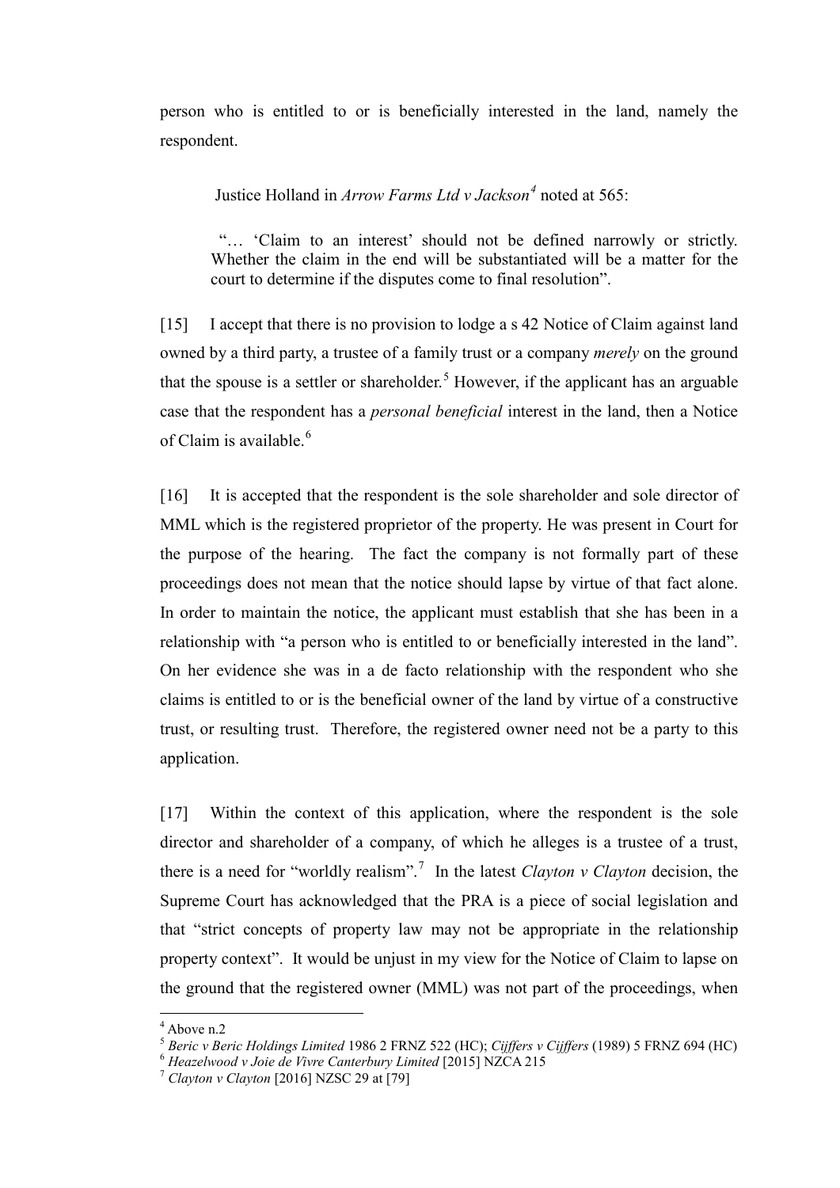person who is entitled to or is beneficially interested in the land, namely the respondent.

Justice Holland in *Arrow Farms Ltd v Jackson*[4] noted at 565:

> "… 'Claim to an interest' should not be defined narrowly or strictly. Whether the claim in the end will be substantiated will be a matter for the court to determine if the disputes come to final resolution".

[15] I accept that there is no provision to lodge a s 42 Notice of Claim against land owned by a third party, a trustee of a family trust or a company *merely* on the ground that the spouse is a settler or shareholder.[5] However, if the applicant has an arguable case that the respondent has a *personal beneficial* interest in the land, then a Notice of Claim is available.[6]

[16] It is accepted that the respondent is the sole shareholder and sole director of MML which is the registered proprietor of the property. He was present in Court for the purpose of the hearing. The fact the company is not formally part of these proceedings does not mean that the notice should lapse by virtue of that fact alone. In order to maintain the notice, the applicant must establish that she has been in a relationship with "a person who is entitled to or beneficially interested in the land". On her evidence she was in a de facto relationship with the respondent who she claims is entitled to or is the beneficial owner of the land by virtue of a constructive trust, or resulting trust. Therefore, the registered owner need not be a party to this application.

[17] Within the context of this application, where the respondent is the sole director and shareholder of a company, of which he alleges is a trustee of a trust, there is a need for "worldly realism".[7] In the latest *Clayton v Clayton* decision, the Supreme Court has acknowledged that the PRA is a piece of social legislation and that "strict concepts of property law may not be appropriate in the relationship property context". It would be unjust in my view for the Notice of Claim to lapse on the ground that the registered owner (MML) was not part of the proceedings, when

---

[4] Above n.2

[5] *Beric v Beric Holdings Limited* 1986 2 FRNZ 522 (HC); *Cijffers v Cijffers* (1989) 5 FRNZ 694 (HC)

[6] *Heazelwood v Joie de Vivre Canterbury Limited* [2015] NZCA 215

[7] *Clayton v Clayton* [2016] NZSC 29 at [79]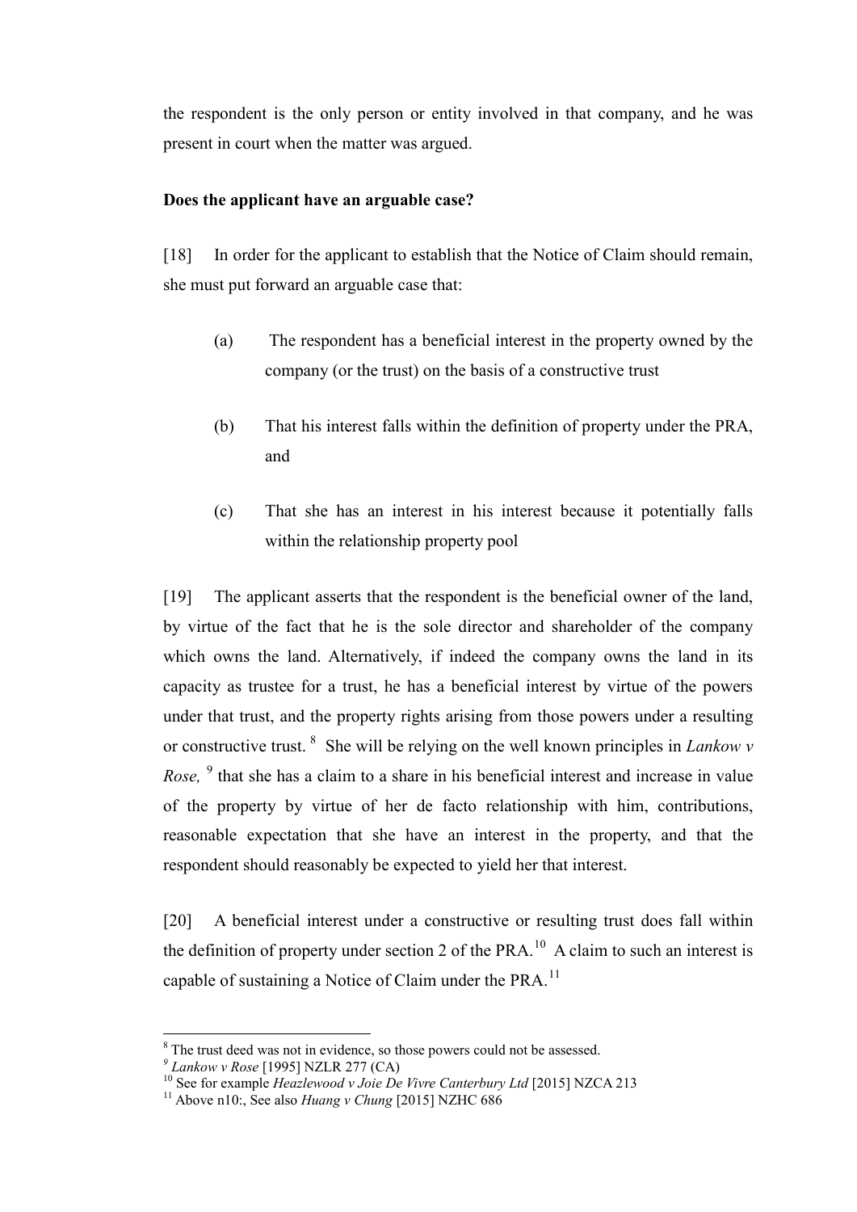the respondent is the only person or entity involved in that company, and he was present in court when the matter was argued.

**Does the applicant have an arguable case?**

[18] In order for the applicant to establish that the Notice of Claim should remain, she must put forward an arguable case that:

(a) The respondent has a beneficial interest in the property owned by the company (or the trust) on the basis of a constructive trust

(b) That his interest falls within the definition of property under the PRA, and

(c) That she has an interest in his interest because it potentially falls within the relationship property pool

[19] The applicant asserts that the respondent is the beneficial owner of the land, by virtue of the fact that he is the sole director and shareholder of the company which owns the land. Alternatively, if indeed the company owns the land in its capacity as trustee for a trust, he has a beneficial interest by virtue of the powers under that trust, and the property rights arising from those powers under a resulting or constructive trust.[8] She will be relying on the well known principles in *Lankow v Rose,*[9] that she has a claim to a share in his beneficial interest and increase in value of the property by virtue of her de facto relationship with him, contributions, reasonable expectation that she have an interest in the property, and that the respondent should reasonably be expected to yield her that interest.

[20] A beneficial interest under a constructive or resulting trust does fall within the definition of property under section 2 of the PRA.[10] A claim to such an interest is capable of sustaining a Notice of Claim under the PRA.[11]

---

[8] The trust deed was not in evidence, so those powers could not be assessed.

[9] *Lankow v Rose* [1995] NZLR 277 (CA)

[10] See for example *Heazlewood v Joie De Vivre Canterbury Ltd* [2015] NZCA 213

[11] Above n10:, See also *Huang v Chung* [2015] NZHC 686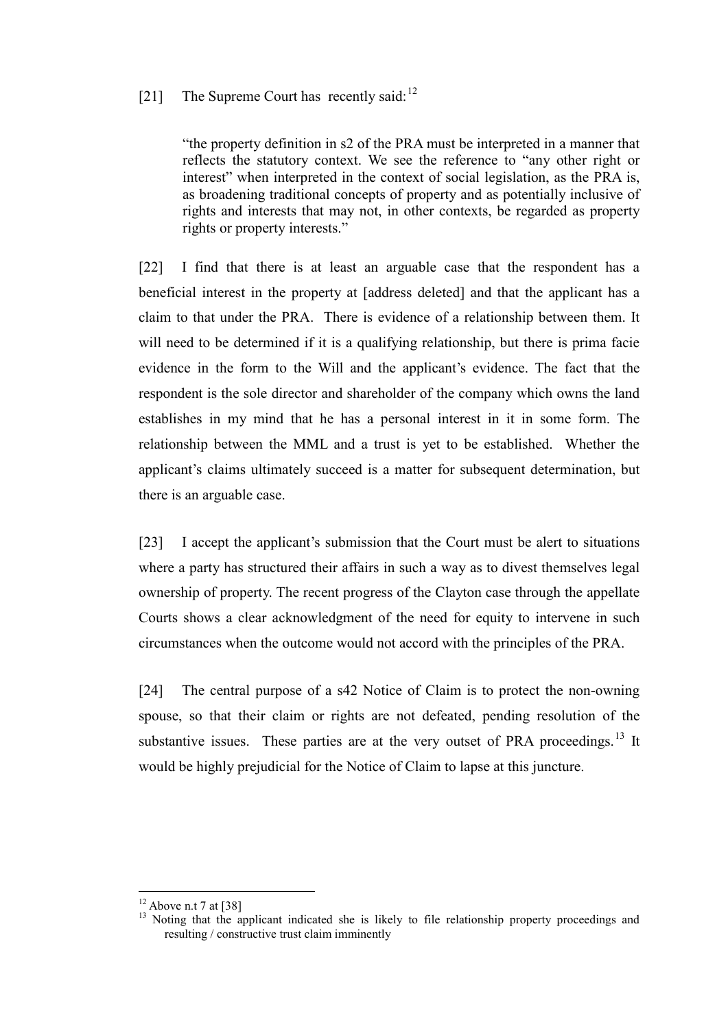[21] The Supreme Court has recently said:[12]

> "the property definition in s2 of the PRA must be interpreted in a manner that reflects the statutory context. We see the reference to "any other right or interest" when interpreted in the context of social legislation, as the PRA is, as broadening traditional concepts of property and as potentially inclusive of rights and interests that may not, in other contexts, be regarded as property rights or property interests."

[22] I find that there is at least an arguable case that the respondent has a beneficial interest in the property at [address deleted] and that the applicant has a claim to that under the PRA. There is evidence of a relationship between them. It will need to be determined if it is a qualifying relationship, but there is prima facie evidence in the form to the Will and the applicant's evidence. The fact that the respondent is the sole director and shareholder of the company which owns the land establishes in my mind that he has a personal interest in it in some form. The relationship between the MML and a trust is yet to be established. Whether the applicant's claims ultimately succeed is a matter for subsequent determination, but there is an arguable case.

[23] I accept the applicant's submission that the Court must be alert to situations where a party has structured their affairs in such a way as to divest themselves legal ownership of property. The recent progress of the Clayton case through the appellate Courts shows a clear acknowledgment of the need for equity to intervene in such circumstances when the outcome would not accord with the principles of the PRA.

[24] The central purpose of a s42 Notice of Claim is to protect the non-owning spouse, so that their claim or rights are not defeated, pending resolution of the substantive issues. These parties are at the very outset of PRA proceedings.[13] It would be highly prejudicial for the Notice of Claim to lapse at this juncture.

---

[12] Above n.t 7 at [38]

[13] Noting that the applicant indicated she is likely to file relationship property proceedings and resulting / constructive trust claim imminently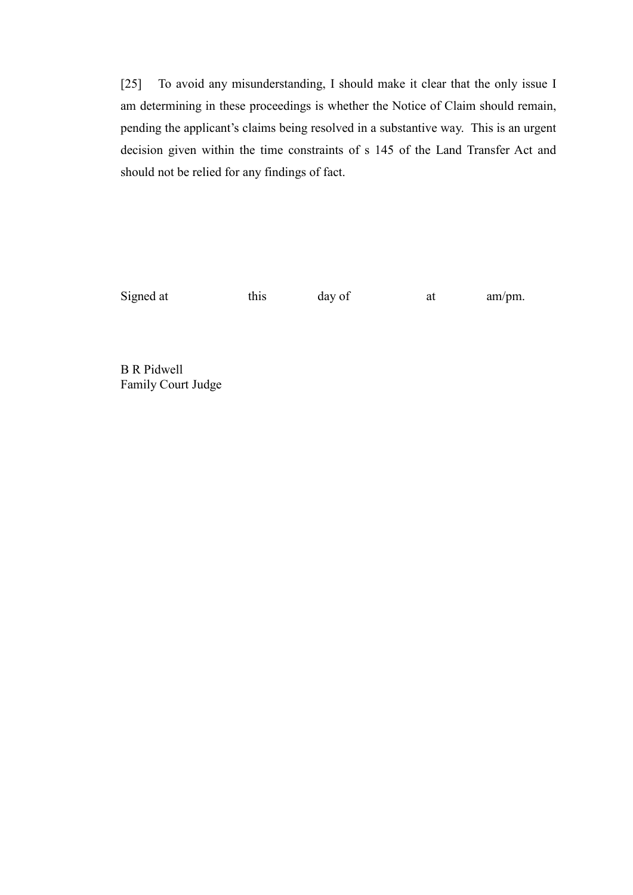[25] To avoid any misunderstanding, I should make it clear that the only issue I am determining in these proceedings is whether the Notice of Claim should remain, pending the applicant's claims being resolved in a substantive way. This is an urgent decision given within the time constraints of s 145 of the Land Transfer Act and should not be relied for any findings of fact.

Signed at this day of at am/pm.

B R Pidwell
Family Court Judge